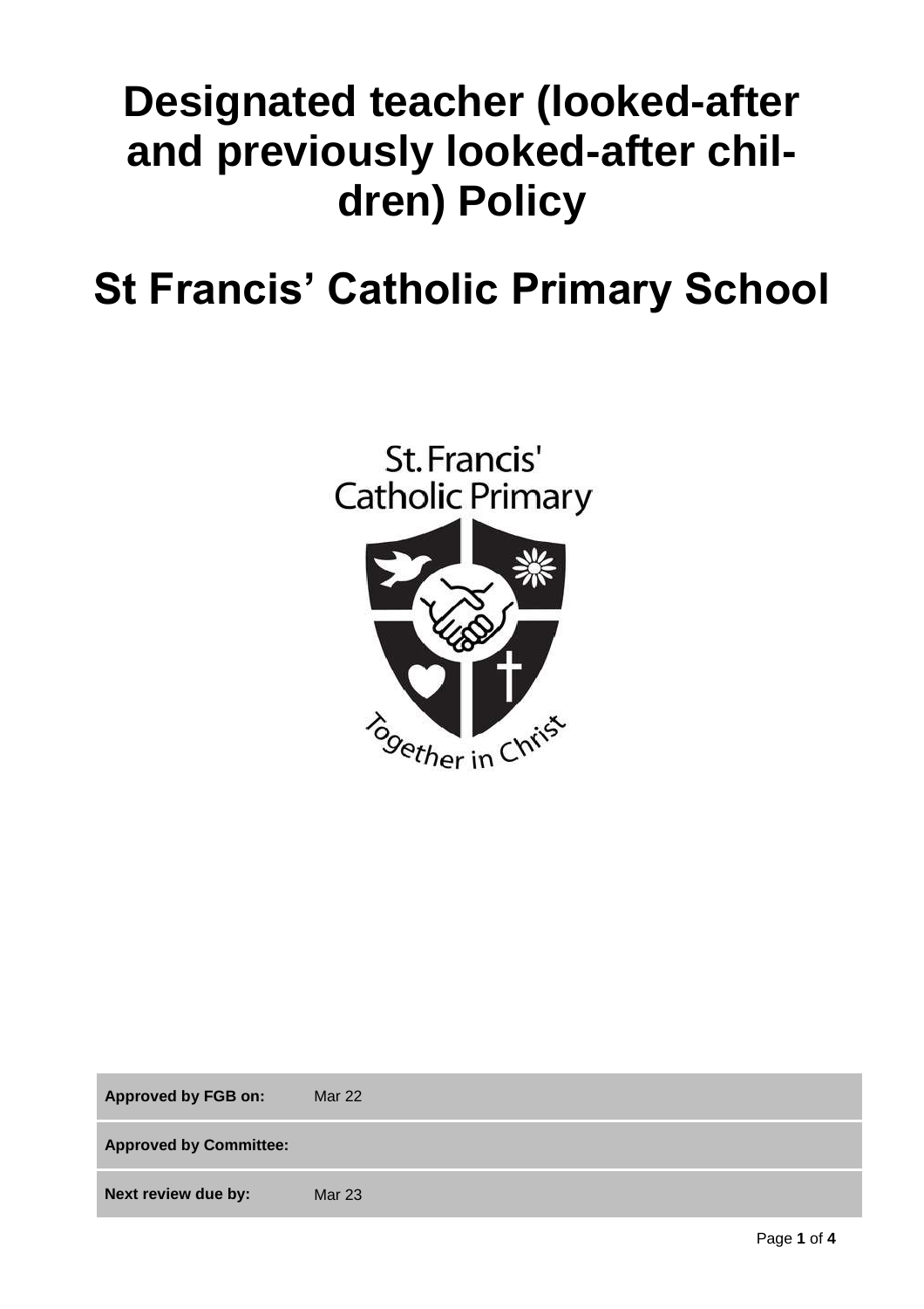# Designated teacher (looked-after and previously looked-after children) Policy

# St Francis' Catholic Primary School

| Approved by FGB on: | Mar 22 |
| --- | --- |
| **Approved by Committee:** | |
| **Next review due by:** | Mar 23 |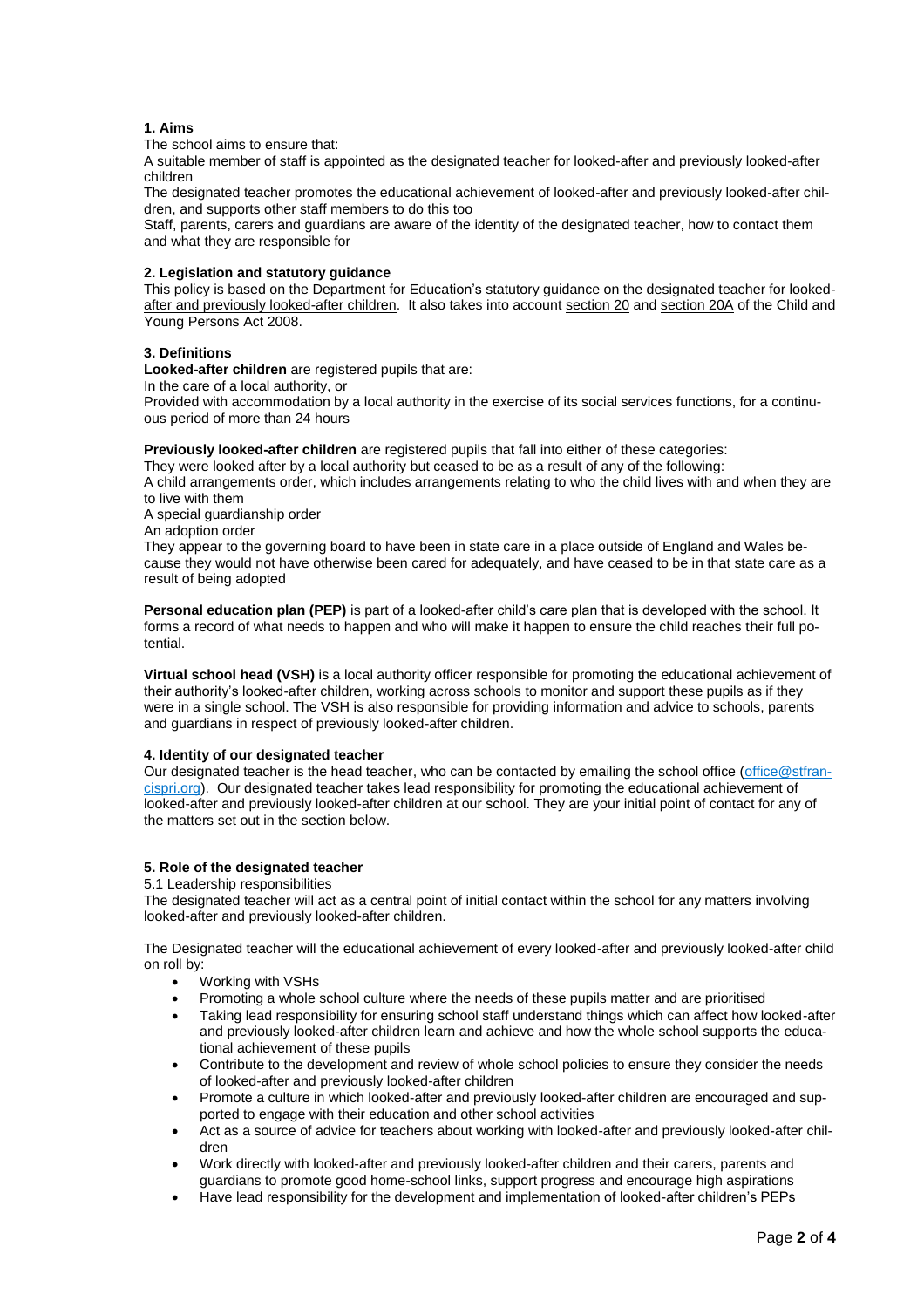### 1. Aims

The school aims to ensure that:

A suitable member of staff is appointed as the designated teacher for looked-after and previously looked-after children

The designated teacher promotes the educational achievement of looked-after and previously looked-after children, and supports other staff members to do this too

Staff, parents, carers and guardians are aware of the identity of the designated teacher, how to contact them and what they are responsible for

### 2. Legislation and statutory guidance

This policy is based on the Department for Education's statutory guidance on the designated teacher for looked-after and previously looked-after children. It also takes into account section 20 and section 20A of the Child and Young Persons Act 2008.

### 3. Definitions

**Looked-after children** are registered pupils that are:

In the care of a local authority, or

Provided with accommodation by a local authority in the exercise of its social services functions, for a continuous period of more than 24 hours

**Previously looked-after children** are registered pupils that fall into either of these categories:

They were looked after by a local authority but ceased to be as a result of any of the following:

A child arrangements order, which includes arrangements relating to who the child lives with and when they are to live with them

A special guardianship order

An adoption order

They appear to the governing board to have been in state care in a place outside of England and Wales because they would not have otherwise been cared for adequately, and have ceased to be in that state care as a result of being adopted

**Personal education plan (PEP)** is part of a looked-after child's care plan that is developed with the school. It forms a record of what needs to happen and who will make it happen to ensure the child reaches their full potential.

**Virtual school head (VSH)** is a local authority officer responsible for promoting the educational achievement of their authority's looked-after children, working across schools to monitor and support these pupils as if they were in a single school. The VSH is also responsible for providing information and advice to schools, parents and guardians in respect of previously looked-after children.

### 4. Identity of our designated teacher

Our designated teacher is the head teacher, who can be contacted by emailing the school office (office@stfrancispri.org). Our designated teacher takes lead responsibility for promoting the educational achievement of looked-after and previously looked-after children at our school. They are your initial point of contact for any of the matters set out in the section below.

### 5. Role of the designated teacher

5.1 Leadership responsibilities

The designated teacher will act as a central point of initial contact within the school for any matters involving looked-after and previously looked-after children.

The Designated teacher will the educational achievement of every looked-after and previously looked-after child on roll by:

- Working with VSHs
- Promoting a whole school culture where the needs of these pupils matter and are prioritised
- Taking lead responsibility for ensuring school staff understand things which can affect how looked-after and previously looked-after children learn and achieve and how the whole school supports the educational achievement of these pupils
- Contribute to the development and review of whole school policies to ensure they consider the needs of looked-after and previously looked-after children
- Promote a culture in which looked-after and previously looked-after children are encouraged and supported to engage with their education and other school activities
- Act as a source of advice for teachers about working with looked-after and previously looked-after children
- Work directly with looked-after and previously looked-after children and their carers, parents and guardians to promote good home-school links, support progress and encourage high aspirations
- Have lead responsibility for the development and implementation of looked-after children's PEPs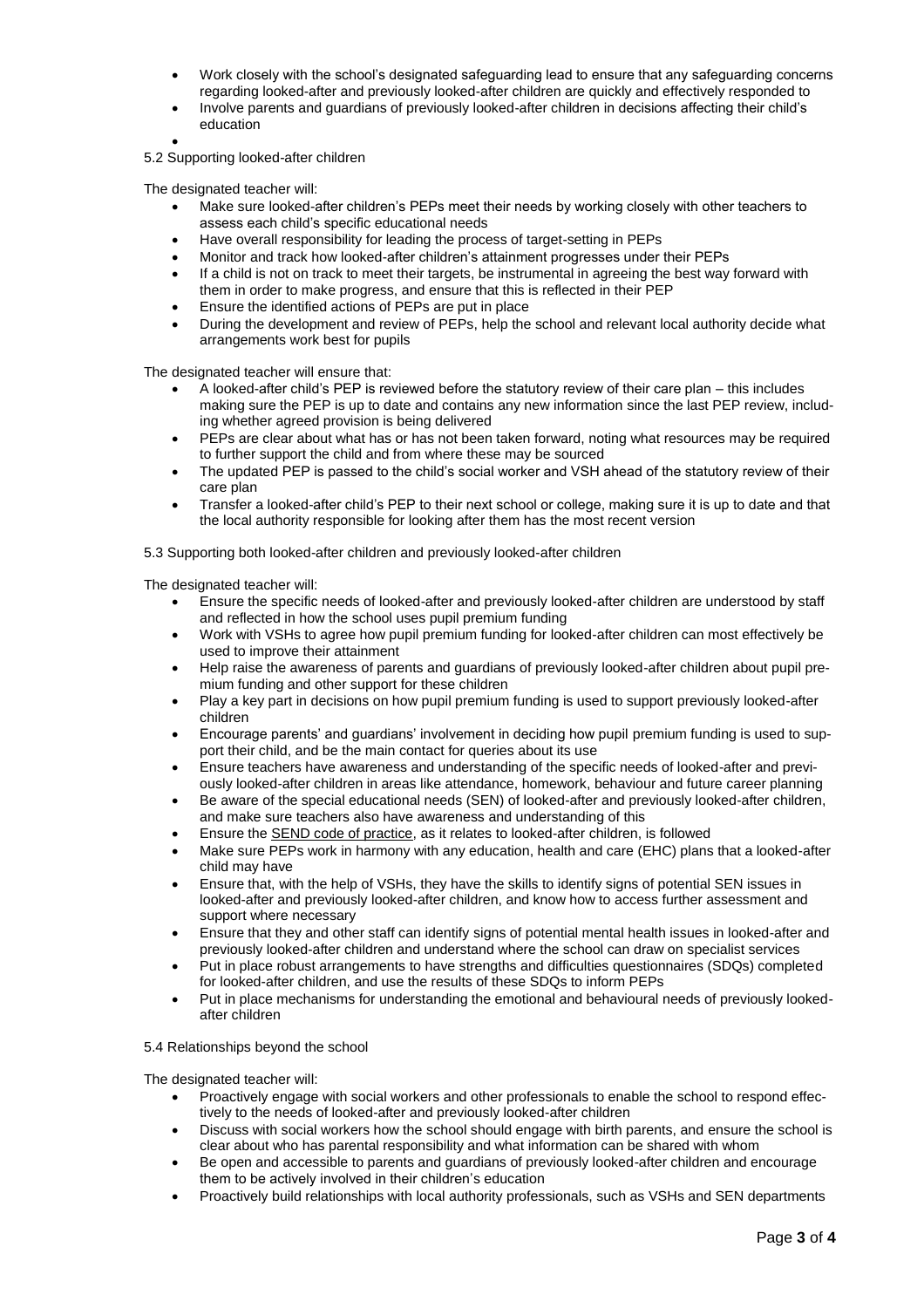- Work closely with the school's designated safeguarding lead to ensure that any safeguarding concerns regarding looked-after and previously looked-after children are quickly and effectively responded to
- Involve parents and guardians of previously looked-after children in decisions affecting their child's education

5.2 Supporting looked-after children

The designated teacher will:

- Make sure looked-after children's PEPs meet their needs by working closely with other teachers to assess each child's specific educational needs
- Have overall responsibility for leading the process of target-setting in PEPs
- Monitor and track how looked-after children's attainment progresses under their PEPs
- If a child is not on track to meet their targets, be instrumental in agreeing the best way forward with them in order to make progress, and ensure that this is reflected in their PEP
- Ensure the identified actions of PEPs are put in place
- During the development and review of PEPs, help the school and relevant local authority decide what arrangements work best for pupils

The designated teacher will ensure that:

- A looked-after child's PEP is reviewed before the statutory review of their care plan – this includes making sure the PEP is up to date and contains any new information since the last PEP review, including whether agreed provision is being delivered
- PEPs are clear about what has or has not been taken forward, noting what resources may be required to further support the child and from where these may be sourced
- The updated PEP is passed to the child's social worker and VSH ahead of the statutory review of their care plan
- Transfer a looked-after child's PEP to their next school or college, making sure it is up to date and that the local authority responsible for looking after them has the most recent version

5.3 Supporting both looked-after children and previously looked-after children

The designated teacher will:

- Ensure the specific needs of looked-after and previously looked-after children are understood by staff and reflected in how the school uses pupil premium funding
- Work with VSHs to agree how pupil premium funding for looked-after children can most effectively be used to improve their attainment
- Help raise the awareness of parents and guardians of previously looked-after children about pupil premium funding and other support for these children
- Play a key part in decisions on how pupil premium funding is used to support previously looked-after children
- Encourage parents' and guardians' involvement in deciding how pupil premium funding is used to support their child, and be the main contact for queries about its use
- Ensure teachers have awareness and understanding of the specific needs of looked-after and previously looked-after children in areas like attendance, homework, behaviour and future career planning
- Be aware of the special educational needs (SEN) of looked-after and previously looked-after children, and make sure teachers also have awareness and understanding of this
- Ensure the SEND code of practice, as it relates to looked-after children, is followed
- Make sure PEPs work in harmony with any education, health and care (EHC) plans that a looked-after child may have
- Ensure that, with the help of VSHs, they have the skills to identify signs of potential SEN issues in looked-after and previously looked-after children, and know how to access further assessment and support where necessary
- Ensure that they and other staff can identify signs of potential mental health issues in looked-after and previously looked-after children and understand where the school can draw on specialist services
- Put in place robust arrangements to have strengths and difficulties questionnaires (SDQs) completed for looked-after children, and use the results of these SDQs to inform PEPs
- Put in place mechanisms for understanding the emotional and behavioural needs of previously looked-after children

5.4 Relationships beyond the school

The designated teacher will:

- Proactively engage with social workers and other professionals to enable the school to respond effectively to the needs of looked-after and previously looked-after children
- Discuss with social workers how the school should engage with birth parents, and ensure the school is clear about who has parental responsibility and what information can be shared with whom
- Be open and accessible to parents and guardians of previously looked-after children and encourage them to be actively involved in their children's education
- Proactively build relationships with local authority professionals, such as VSHs and SEN departments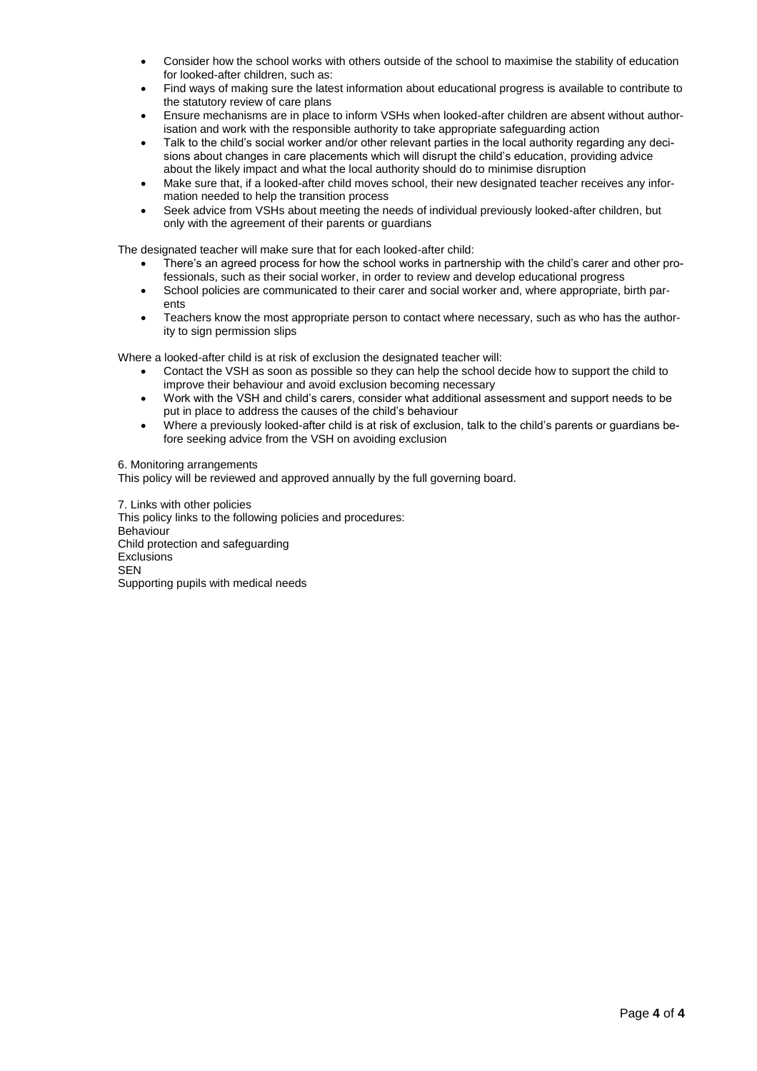- Consider how the school works with others outside of the school to maximise the stability of education for looked-after children, such as:
- Find ways of making sure the latest information about educational progress is available to contribute to the statutory review of care plans
- Ensure mechanisms are in place to inform VSHs when looked-after children are absent without authorisation and work with the responsible authority to take appropriate safeguarding action
- Talk to the child's social worker and/or other relevant parties in the local authority regarding any decisions about changes in care placements which will disrupt the child's education, providing advice about the likely impact and what the local authority should do to minimise disruption
- Make sure that, if a looked-after child moves school, their new designated teacher receives any information needed to help the transition process
- Seek advice from VSHs about meeting the needs of individual previously looked-after children, but only with the agreement of their parents or guardians

The designated teacher will make sure that for each looked-after child:

- There's an agreed process for how the school works in partnership with the child's carer and other professionals, such as their social worker, in order to review and develop educational progress
- School policies are communicated to their carer and social worker and, where appropriate, birth parents
- Teachers know the most appropriate person to contact where necessary, such as who has the authority to sign permission slips

Where a looked-after child is at risk of exclusion the designated teacher will:

- Contact the VSH as soon as possible so they can help the school decide how to support the child to improve their behaviour and avoid exclusion becoming necessary
- Work with the VSH and child's carers, consider what additional assessment and support needs to be put in place to address the causes of the child's behaviour
- Where a previously looked-after child is at risk of exclusion, talk to the child's parents or guardians before seeking advice from the VSH on avoiding exclusion

## 6. Monitoring arrangements

This policy will be reviewed and approved annually by the full governing board.

## 7. Links with other policies

This policy links to the following policies and procedures:

Behaviour  
Child protection and safeguarding  
Exclusions  
SEN  
Supporting pupils with medical needs